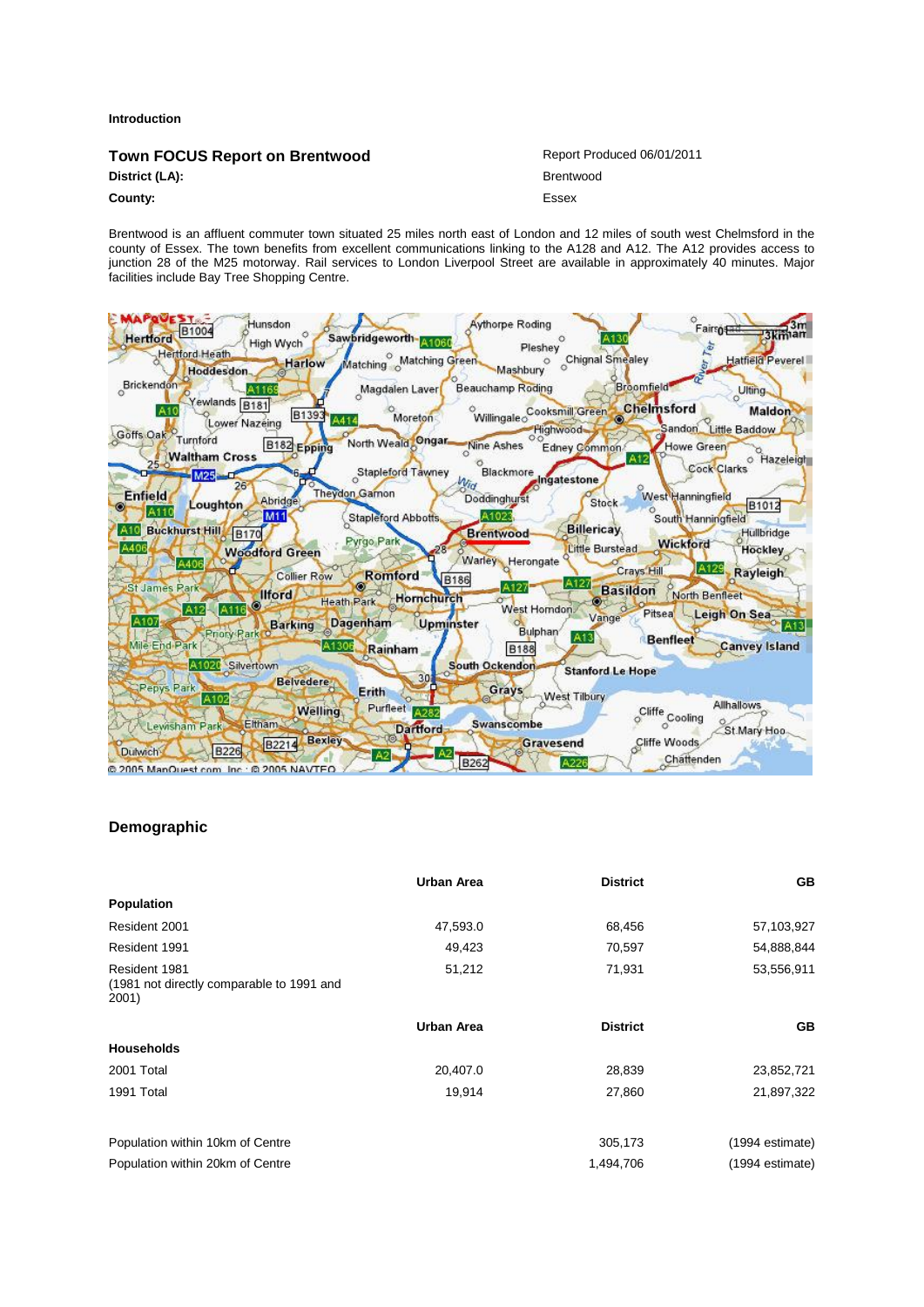**Introduction**

## Town FOCUS Report on Brentwood

Report Produced 06/01/2011

**District (LA):** Brentwood

**County:** Essex

Brentwood is an affluent commuter town situated 25 miles north east of London and 12 miles of south west Chelmsford in the county of Essex. The town benefits from excellent communications linking to the A128 and A12. The A12 provides access to junction 28 of the M25 motorway. Rail services to London Liverpool Street are available in approximately 40 minutes. Major facilities include Bay Tree Shopping Centre.

## Demographic

| | Urban Area | District | GB |
|---|---|---|---|
| **Population** | | | |
| Resident 2001 | 47,593.0 | 68,456 | 57,103,927 |
| Resident 1991 | 49,423 | 70,597 | 54,888,844 |
| Resident 1981 (1981 not directly comparable to 1991 and 2001) | 51,212 | 71,931 | 53,556,911 |

| | Urban Area | District | GB |
|---|---|---|---|
| **Households** | | | |
| 2001 Total | 20,407.0 | 28,839 | 23,852,721 |
| 1991 Total | 19,914 | 27,860 | 21,897,322 |

| | | |
|---|---|---|
| Population within 10km of Centre | 305,173 | (1994 estimate) |
| Population within 20km of Centre | 1,494,706 | (1994 estimate) |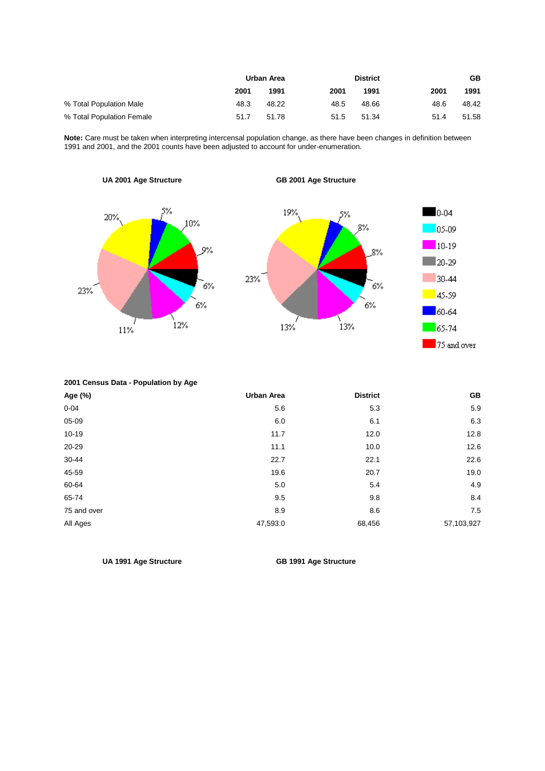| | Urban Area | | District | | GB | |
|---|---|---|---|---|---|---|
| | 2001 | 1991 | 2001 | 1991 | 2001 | 1991 |
| % Total Population Male | 48.3 | 48.22 | 48.5 | 48.66 | 48.6 | 48.42 |
| % Total Population Female | 51.7 | 51.78 | 51.5 | 51.34 | 51.4 | 51.58 |

**Note:** Care must be taken when interpreting intercensal population change, as there have been changes in definition between 1991 and 2001, and the 2001 counts have been adjusted to account for under-enumeration.

**UA 2001 Age Structure**

**GB 2001 Age Structure**

**2001 Census Data - Population by Age**

| Age (%) | Urban Area | District | GB |
|---|---|---|---|
| 0-04 | 5.6 | 5.3 | 5.9 |
| 05-09 | 6.0 | 6.1 | 6.3 |
| 10-19 | 11.7 | 12.0 | 12.8 |
| 20-29 | 11.1 | 10.0 | 12.6 |
| 30-44 | 22.7 | 22.1 | 22.6 |
| 45-59 | 19.6 | 20.7 | 19.0 |
| 60-64 | 5.0 | 5.4 | 4.9 |
| 65-74 | 9.5 | 9.8 | 8.4 |
| 75 and over | 8.9 | 8.6 | 7.5 |
| All Ages | 47,593.0 | 68,456 | 57,103,927 |

**UA 1991 Age Structure**

**GB 1991 Age Structure**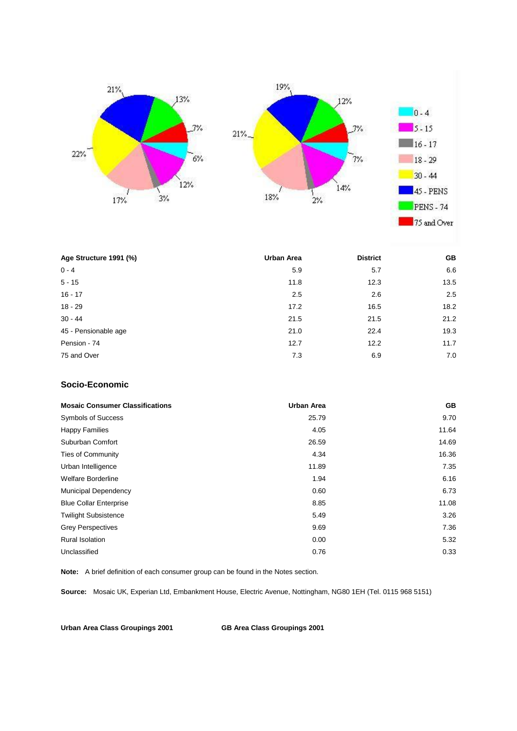| Age Structure 1991 (%) | Urban Area | District | GB |
|---|---|---|---|
| 0 - 4 | 5.9 | 5.7 | 6.6 |
| 5 - 15 | 11.8 | 12.3 | 13.5 |
| 16 - 17 | 2.5 | 2.6 | 2.5 |
| 18 - 29 | 17.2 | 16.5 | 18.2 |
| 30 - 44 | 21.5 | 21.5 | 21.2 |
| 45 - Pensionable age | 21.0 | 22.4 | 19.3 |
| Pension - 74 | 12.7 | 12.2 | 11.7 |
| 75 and Over | 7.3 | 6.9 | 7.0 |

## Socio-Economic

| Mosaic Consumer Classifications | Urban Area | GB |
|---|---|---|
| Symbols of Success | 25.79 | 9.70 |
| Happy Families | 4.05 | 11.64 |
| Suburban Comfort | 26.59 | 14.69 |
| Ties of Community | 4.34 | 16.36 |
| Urban Intelligence | 11.89 | 7.35 |
| Welfare Borderline | 1.94 | 6.16 |
| Municipal Dependency | 0.60 | 6.73 |
| Blue Collar Enterprise | 8.85 | 11.08 |
| Twilight Subsistence | 5.49 | 3.26 |
| Grey Perspectives | 9.69 | 7.36 |
| Rural Isolation | 0.00 | 5.32 |
| Unclassified | 0.76 | 0.33 |

**Note:** A brief definition of each consumer group can be found in the Notes section.

**Source:** Mosaic UK, Experian Ltd, Embankment House, Electric Avenue, Nottingham, NG80 1EH (Tel. 0115 968 5151)

**Urban Area Class Groupings 2001** **GB Area Class Groupings 2001**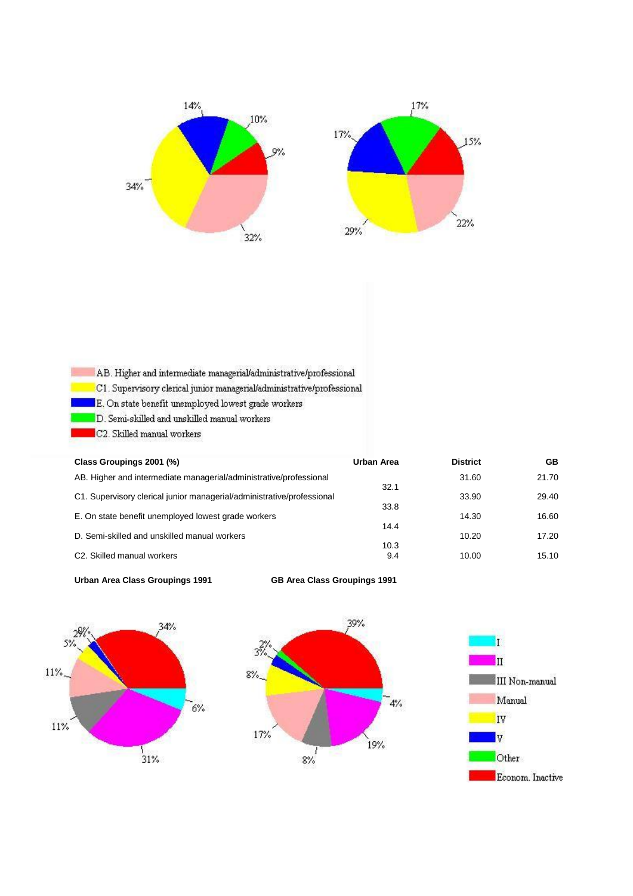AB. Higher and intermediate managerial/administrative/professional
C1. Supervisory clerical junior managerial/administrative/professional
E. On state benefit unemployed lowest grade workers
D. Semi-skilled and unskilled manual workers
C2. Skilled manual workers

| Class Groupings 2001 (%) | Urban Area | District | GB |
|---|---|---|---|
| AB. Higher and intermediate managerial/administrative/professional | 32.1 | 31.60 | 21.70 |
| C1. Supervisory clerical junior managerial/administrative/professional | 33.8 | 33.90 | 29.40 |
| E. On state benefit unemployed lowest grade workers | 14.4 | 14.30 | 16.60 |
| D. Semi-skilled and unskilled manual workers | 10.3 | 10.20 | 17.20 |
| C2. Skilled manual workers | 9.4 | 10.00 | 15.10 |

**Urban Area Class Groupings 1991** **GB Area Class Groupings 1991**

I
II
III Non-manual
Manual
IV
V
Other
Econom. Inactive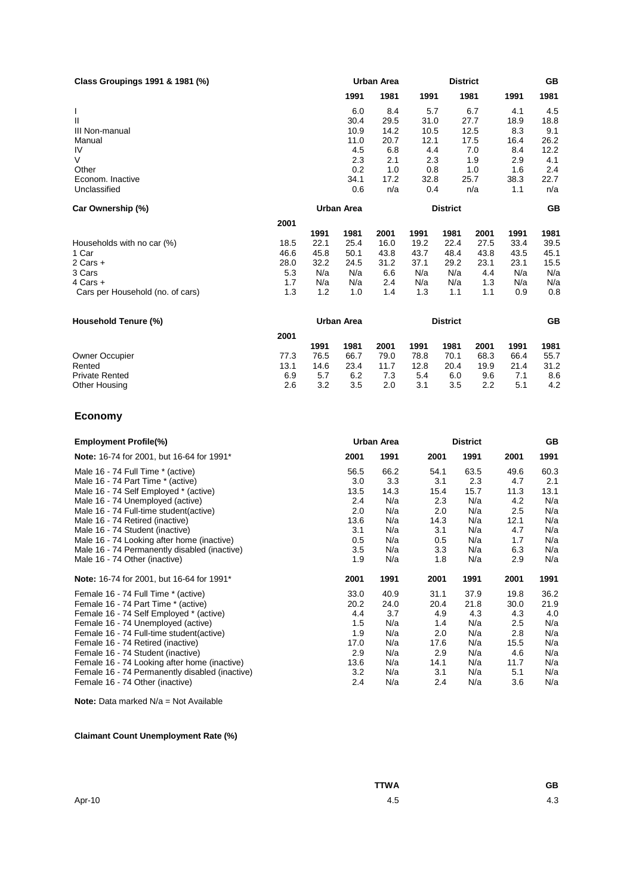**Class Groupings 1991 & 1981 (%)**

| | Urban Area | | District | | GB | |
|---|---|---|---|---|---|---|
| | 1991 | 1981 | 1991 | 1981 | 1991 | 1981 |
| I | 6.0 | 8.4 | 5.7 | 6.7 | 4.1 | 4.5 |
| II | 30.4 | 29.5 | 31.0 | 27.7 | 18.9 | 18.8 |
| III Non-manual | 10.9 | 14.2 | 10.5 | 12.5 | 8.3 | 9.1 |
| Manual | 11.0 | 20.7 | 12.1 | 17.5 | 16.4 | 26.2 |
| IV | 4.5 | 6.8 | 4.4 | 7.0 | 8.4 | 12.2 |
| V | 2.3 | 2.1 | 2.3 | 1.9 | 2.9 | 4.1 |
| Other | 0.2 | 1.0 | 0.8 | 1.0 | 1.6 | 2.4 |
| Econom. Inactive | 34.1 | 17.2 | 32.8 | 25.7 | 38.3 | 22.7 |
| Unclassified | 0.6 | n/a | 0.4 | n/a | 1.1 | n/a |

**Car Ownership (%)**

| | Urban Area | | | District | | | GB | |
|---|---|---|---|---|---|---|---|---|
| | 2001 | 1991 | 1981 | 2001 | 1991 | 1981 | 2001 | 1991 | 1981 |
| Households with no car (%) | 18.5 | 22.1 | 25.4 | 16.0 | 19.2 | 22.4 | 27.5 | 33.4 | 39.5 |
| 1 Car | 46.6 | 45.8 | 50.1 | 43.8 | 43.7 | 48.4 | 43.8 | 43.5 | 45.1 |
| 2 Cars + | 28.0 | 32.2 | 24.5 | 31.2 | 37.1 | 29.2 | 23.1 | 23.1 | 15.5 |
| 3 Cars | 5.3 | N/a | N/a | 6.6 | N/a | N/a | 4.4 | N/a | N/a |
| 4 Cars + | 1.7 | N/a | N/a | 2.4 | N/a | N/a | 1.3 | N/a | N/a |
| Cars per Household (no. of cars) | 1.3 | 1.2 | 1.0 | 1.4 | 1.3 | 1.1 | 1.1 | 0.9 | 0.8 |

**Household Tenure (%)**

| | Urban Area | | | District | | | GB | | |
|---|---|---|---|---|---|---|---|---|---|
| | 2001 | 1991 | 1981 | 2001 | 1991 | 1981 | 2001 | 1991 | 1981 |
| Owner Occupier | 77.3 | 76.5 | 66.7 | 79.0 | 78.8 | 70.1 | 68.3 | 66.4 | 55.7 |
| Rented | 13.1 | 14.6 | 23.4 | 11.7 | 12.8 | 20.4 | 19.9 | 21.4 | 31.2 |
| Private Rented | 6.9 | 5.7 | 6.2 | 7.3 | 5.4 | 6.0 | 9.6 | 7.1 | 8.6 |
| Other Housing | 2.6 | 3.2 | 3.5 | 2.0 | 3.1 | 3.5 | 2.2 | 5.1 | 4.2 |

## Economy

**Employment Profile(%)**

| | Urban Area | | District | | GB | |
|---|---|---|---|---|---|---|
| **Note:** 16-74 for 2001, but 16-64 for 1991* | 2001 | 1991 | 2001 | 1991 | 2001 | 1991 |
| Male 16 - 74 Full Time * (active) | 56.5 | 66.2 | 54.1 | 63.5 | 49.6 | 60.3 |
| Male 16 - 74 Part Time * (active) | 3.0 | 3.3 | 3.1 | 2.3 | 4.7 | 2.1 |
| Male 16 - 74 Self Employed * (active) | 13.5 | 14.3 | 15.4 | 15.7 | 11.3 | 13.1 |
| Male 16 - 74 Unemployed (active) | 2.4 | N/a | 2.3 | N/a | 4.2 | N/a |
| Male 16 - 74 Full-time student(active) | 2.0 | N/a | 2.0 | N/a | 2.5 | N/a |
| Male 16 - 74 Retired (inactive) | 13.6 | N/a | 14.3 | N/a | 12.1 | N/a |
| Male 16 - 74 Student (inactive) | 3.1 | N/a | 3.1 | N/a | 4.7 | N/a |
| Male 16 - 74 Looking after home (inactive) | 0.5 | N/a | 0.5 | N/a | 1.7 | N/a |
| Male 16 - 74 Permanently disabled (inactive) | 3.5 | N/a | 3.3 | N/a | 6.3 | N/a |
| Male 16 - 74 Other (inactive) | 1.9 | N/a | 1.8 | N/a | 2.9 | N/a |
| **Note:** 16-74 for 2001, but 16-64 for 1991* | 2001 | 1991 | 2001 | 1991 | 2001 | 1991 |
| Female 16 - 74 Full Time * (active) | 33.0 | 40.9 | 31.1 | 37.9 | 19.8 | 36.2 |
| Female 16 - 74 Part Time * (active) | 20.2 | 24.0 | 20.4 | 21.8 | 30.0 | 21.9 |
| Female 16 - 74 Self Employed * (active) | 4.4 | 3.7 | 4.9 | 4.3 | 4.3 | 4.0 |
| Female 16 - 74 Unemployed (active) | 1.5 | N/a | 1.4 | N/a | 2.5 | N/a |
| Female 16 - 74 Full-time student(active) | 1.9 | N/a | 2.0 | N/a | 2.8 | N/a |
| Female 16 - 74 Retired (inactive) | 17.0 | N/a | 17.6 | N/a | 15.5 | N/a |
| Female 16 - 74 Student (inactive) | 2.9 | N/a | 2.9 | N/a | 4.6 | N/a |
| Female 16 - 74 Looking after home (inactive) | 13.6 | N/a | 14.1 | N/a | 11.7 | N/a |
| Female 16 - 74 Permanently disabled (inactive) | 3.2 | N/a | 3.1 | N/a | 5.1 | N/a |
| Female 16 - 74 Other (inactive) | 2.4 | N/a | 2.4 | N/a | 3.6 | N/a |

**Note:** Data marked N/a = Not Available

**Claimant Count Unemployment Rate (%)**

| | TTWA | GB |
|---|---|---|
| Apr-10 | 4.5 | 4.3 |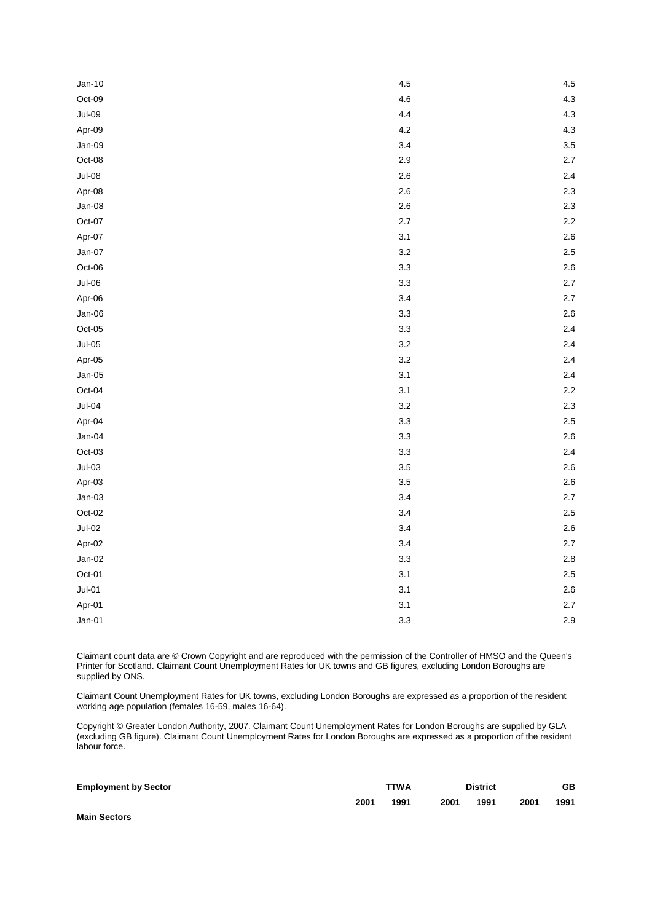| | | |
|---|---|---|
| Jan-10 | 4.5 | 4.5 |
| Oct-09 | 4.6 | 4.3 |
| Jul-09 | 4.4 | 4.3 |
| Apr-09 | 4.2 | 4.3 |
| Jan-09 | 3.4 | 3.5 |
| Oct-08 | 2.9 | 2.7 |
| Jul-08 | 2.6 | 2.4 |
| Apr-08 | 2.6 | 2.3 |
| Jan-08 | 2.6 | 2.3 |
| Oct-07 | 2.7 | 2.2 |
| Apr-07 | 3.1 | 2.6 |
| Jan-07 | 3.2 | 2.5 |
| Oct-06 | 3.3 | 2.6 |
| Jul-06 | 3.3 | 2.7 |
| Apr-06 | 3.4 | 2.7 |
| Jan-06 | 3.3 | 2.6 |
| Oct-05 | 3.3 | 2.4 |
| Jul-05 | 3.2 | 2.4 |
| Apr-05 | 3.2 | 2.4 |
| Jan-05 | 3.1 | 2.4 |
| Oct-04 | 3.1 | 2.2 |
| Jul-04 | 3.2 | 2.3 |
| Apr-04 | 3.3 | 2.5 |
| Jan-04 | 3.3 | 2.6 |
| Oct-03 | 3.3 | 2.4 |
| Jul-03 | 3.5 | 2.6 |
| Apr-03 | 3.5 | 2.6 |
| Jan-03 | 3.4 | 2.7 |
| Oct-02 | 3.4 | 2.5 |
| Jul-02 | 3.4 | 2.6 |
| Apr-02 | 3.4 | 2.7 |
| Jan-02 | 3.3 | 2.8 |
| Oct-01 | 3.1 | 2.5 |
| Jul-01 | 3.1 | 2.6 |
| Apr-01 | 3.1 | 2.7 |
| Jan-01 | 3.3 | 2.9 |

Claimant count data are © Crown Copyright and are reproduced with the permission of the Controller of HMSO and the Queen's Printer for Scotland. Claimant Count Unemployment Rates for UK towns and GB figures, excluding London Boroughs are supplied by ONS.

Claimant Count Unemployment Rates for UK towns, excluding London Boroughs are expressed as a proportion of the resident working age population (females 16-59, males 16-64).

Copyright © Greater London Authority, 2007. Claimant Count Unemployment Rates for London Boroughs are supplied by GLA (excluding GB figure). Claimant Count Unemployment Rates for London Boroughs are expressed as a proportion of the resident labour force.

| **Employment by Sector** | **TTWA** | | **District** | | **GB** | |
|---|---|---|---|---|---|---|
| | **2001** | **1991** | **2001** | **1991** | **2001** | **1991** |
| **Main Sectors** | | | | | | |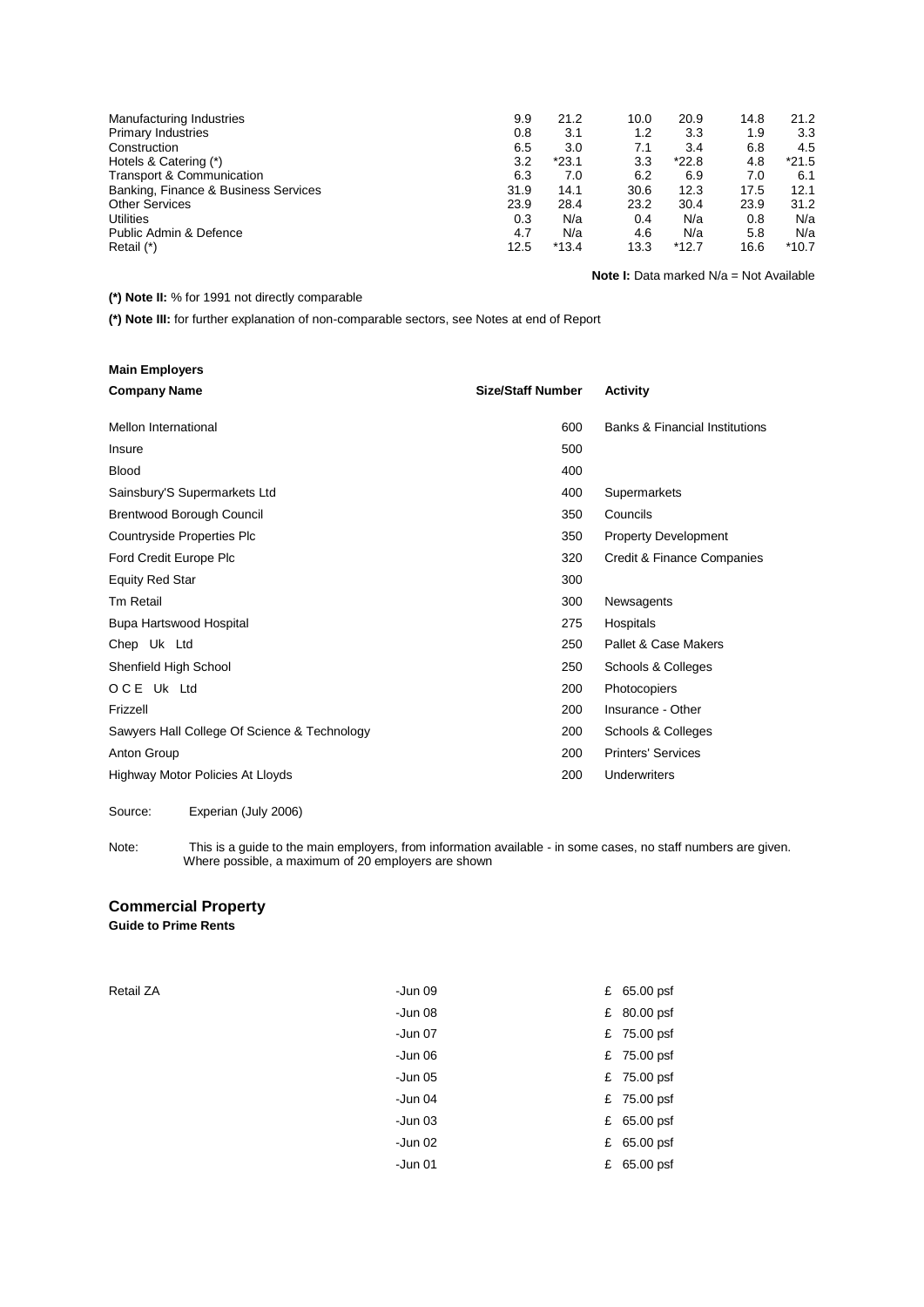| | | | | | | |
|---|---|---|---|---|---|---|
| Manufacturing Industries | 9.9 | 21.2 | 10.0 | 20.9 | 14.8 | 21.2 |
| Primary Industries | 0.8 | 3.1 | 1.2 | 3.3 | 1.9 | 3.3 |
| Construction | 6.5 | 3.0 | 7.1 | 3.4 | 6.8 | 4.5 |
| Hotels & Catering (*) | 3.2 | *23.1 | 3.3 | *22.8 | 4.8 | *21.5 |
| Transport & Communication | 6.3 | 7.0 | 6.2 | 6.9 | 7.0 | 6.1 |
| Banking, Finance & Business Services | 31.9 | 14.1 | 30.6 | 12.3 | 17.5 | 12.1 |
| Other Services | 23.9 | 28.4 | 23.2 | 30.4 | 23.9 | 31.2 |
| Utilities | 0.3 | N/a | 0.4 | N/a | 0.8 | N/a |
| Public Admin & Defence | 4.7 | N/a | 4.6 | N/a | 5.8 | N/a |
| Retail (*) | 12.5 | *13.4 | 13.3 | *12.7 | 16.6 | *10.7 |

**Note I:** Data marked N/a = Not Available

**(*) Note II:** % for 1991 not directly comparable

**(*) Note III:** for further explanation of non-comparable sectors, see Notes at end of Report

**Main Employers**

| Company Name | Size/Staff Number | Activity |
|---|---|---|
| Mellon International | 600 | Banks & Financial Institutions |
| Insure | 500 | |
| Blood | 400 | |
| Sainsbury'S Supermarkets Ltd | 400 | Supermarkets |
| Brentwood Borough Council | 350 | Councils |
| Countryside Properties Plc | 350 | Property Development |
| Ford Credit Europe Plc | 320 | Credit & Finance Companies |
| Equity Red Star | 300 | |
| Tm Retail | 300 | Newsagents |
| Bupa Hartswood Hospital | 275 | Hospitals |
| Chep Uk Ltd | 250 | Pallet & Case Makers |
| Shenfield High School | 250 | Schools & Colleges |
| O C E Uk Ltd | 200 | Photocopiers |
| Frizzell | 200 | Insurance - Other |
| Sawyers Hall College Of Science & Technology | 200 | Schools & Colleges |
| Anton Group | 200 | Printers' Services |
| Highway Motor Policies At Lloyds | 200 | Underwriters |

Source: Experian (July 2006)

Note: This is a guide to the main employers, from information available - in some cases, no staff numbers are given. Where possible, a maximum of 20 employers are shown

## Commercial Property

**Guide to Prime Rents**

| | | |
|---|---|---|
| Retail ZA | -Jun 09 | £ 65.00 psf |
| | -Jun 08 | £ 80.00 psf |
| | -Jun 07 | £ 75.00 psf |
| | -Jun 06 | £ 75.00 psf |
| | -Jun 05 | £ 75.00 psf |
| | -Jun 04 | £ 75.00 psf |
| | -Jun 03 | £ 65.00 psf |
| | -Jun 02 | £ 65.00 psf |
| | -Jun 01 | £ 65.00 psf |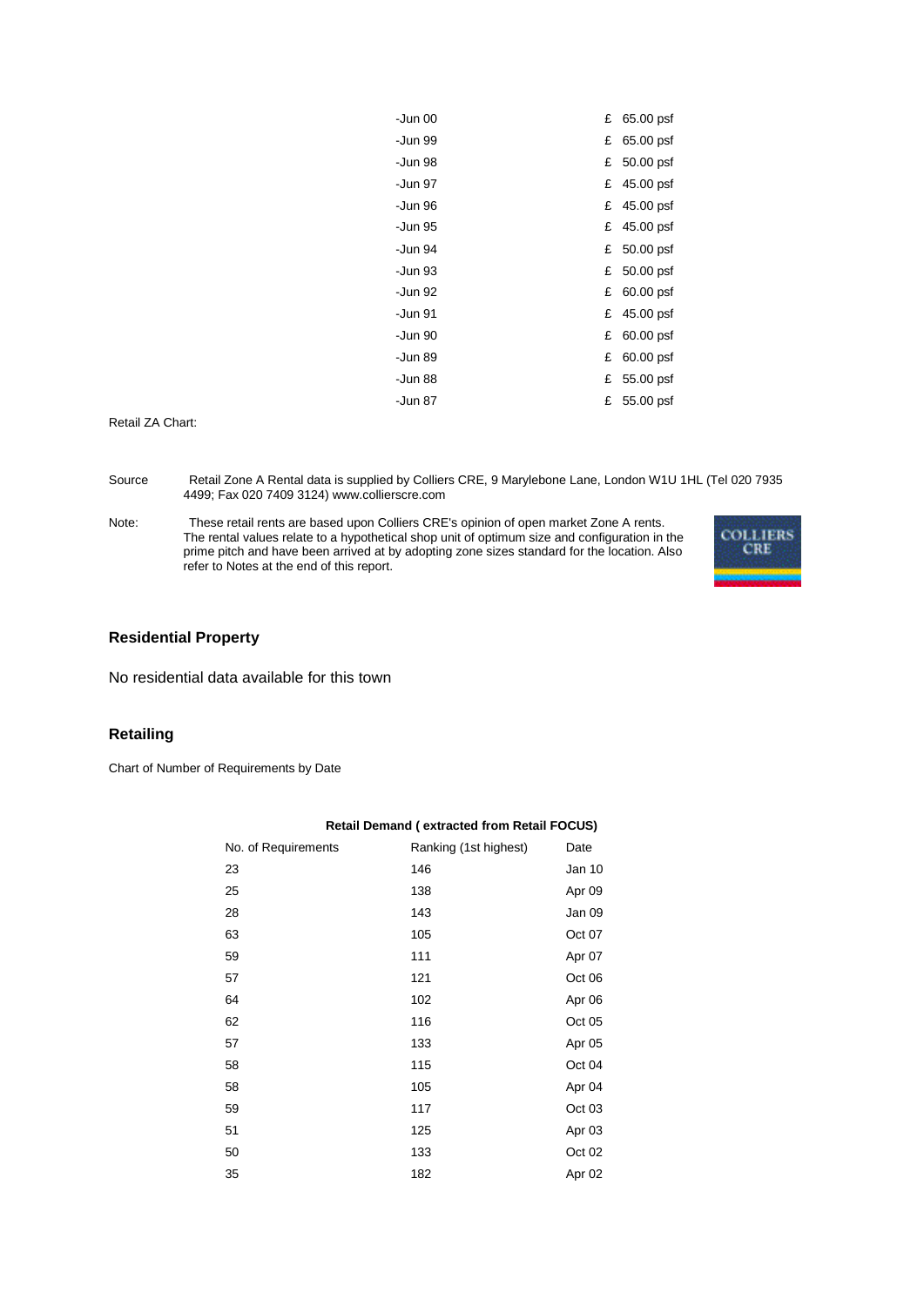| | |
|---|---|
| -Jun 00 | £ 65.00 psf |
| -Jun 99 | £ 65.00 psf |
| -Jun 98 | £ 50.00 psf |
| -Jun 97 | £ 45.00 psf |
| -Jun 96 | £ 45.00 psf |
| -Jun 95 | £ 45.00 psf |
| -Jun 94 | £ 50.00 psf |
| -Jun 93 | £ 50.00 psf |
| -Jun 92 | £ 60.00 psf |
| -Jun 91 | £ 45.00 psf |
| -Jun 90 | £ 60.00 psf |
| -Jun 89 | £ 60.00 psf |
| -Jun 88 | £ 55.00 psf |
| -Jun 87 | £ 55.00 psf |

Retail ZA Chart:

Source Retail Zone A Rental data is supplied by Colliers CRE, 9 Marylebone Lane, London W1U 1HL (Tel 020 7935 4499; Fax 020 7409 3124) www.collierscre.com

Note: These retail rents are based upon Colliers CRE's opinion of open market Zone A rents. The rental values relate to a hypothetical shop unit of optimum size and configuration in the prime pitch and have been arrived at by adopting zone sizes standard for the location. Also refer to Notes at the end of this report.

COLLIERS CRE

## Residential Property

No residential data available for this town

## Retailing

Chart of Number of Requirements by Date

**Retail Demand ( extracted from Retail FOCUS)**

| No. of Requirements | Ranking (1st highest) | Date |
|---|---|---|
| 23 | 146 | Jan 10 |
| 25 | 138 | Apr 09 |
| 28 | 143 | Jan 09 |
| 63 | 105 | Oct 07 |
| 59 | 111 | Apr 07 |
| 57 | 121 | Oct 06 |
| 64 | 102 | Apr 06 |
| 62 | 116 | Oct 05 |
| 57 | 133 | Apr 05 |
| 58 | 115 | Oct 04 |
| 58 | 105 | Apr 04 |
| 59 | 117 | Oct 03 |
| 51 | 125 | Apr 03 |
| 50 | 133 | Oct 02 |
| 35 | 182 | Apr 02 |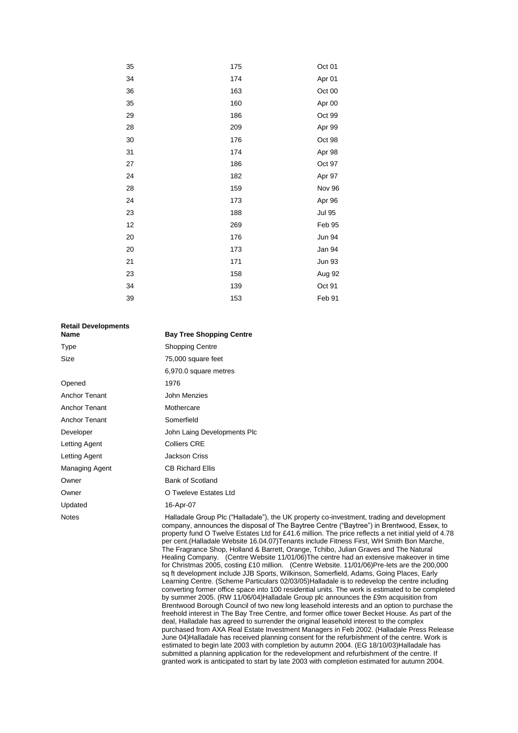| | | |
|---|---|---|
| 35 | 175 | Oct 01 |
| 34 | 174 | Apr 01 |
| 36 | 163 | Oct 00 |
| 35 | 160 | Apr 00 |
| 29 | 186 | Oct 99 |
| 28 | 209 | Apr 99 |
| 30 | 176 | Oct 98 |
| 31 | 174 | Apr 98 |
| 27 | 186 | Oct 97 |
| 24 | 182 | Apr 97 |
| 28 | 159 | Nov 96 |
| 24 | 173 | Apr 96 |
| 23 | 188 | Jul 95 |
| 12 | 269 | Feb 95 |
| 20 | 176 | Jun 94 |
| 20 | 173 | Jan 94 |
| 21 | 171 | Jun 93 |
| 23 | 158 | Aug 92 |
| 34 | 139 | Oct 91 |
| 39 | 153 | Feb 91 |

**Retail Developments**

| **Name** | **Bay Tree Shopping Centre** |
|---|---|
| Type | Shopping Centre |
| Size | 75,000 square feet |
| | 6,970.0 square metres |
| Opened | 1976 |
| Anchor Tenant | John Menzies |
| Anchor Tenant | Mothercare |
| Anchor Tenant | Somerfield |
| Developer | John Laing Developments Plc |
| Letting Agent | Colliers CRE |
| Letting Agent | Jackson Criss |
| Managing Agent | CB Richard Ellis |
| Owner | Bank of Scotland |
| Owner | O Tweleve Estates Ltd |
| Updated | 16-Apr-07 |
| Notes | Halladale Group Plc ("Halladale"), the UK property co-investment, trading and development company, announces the disposal of The Baytree Centre ("Baytree") in Brentwood, Essex, to property fund O Twelve Estates Ltd for £41.6 million. The price reflects a net initial yield of 4.78 per cent.(Halladale Website 16.04.07)Tenants include Fitness First, WH Smith Bon Marche, The Fragrance Shop, Holland & Barrett, Orange, Tchibo, Julian Graves and The Natural Healing Company. (Centre Website 11/01/06)The centre had an extensive makeover in time for Christmas 2005, costing £10 million. (Centre Website. 11/01/06)Pre-lets are the 200,000 sq ft development include JJB Sports, Wilkinson, Somerfield, Adams, Going Places, Early Learning Centre. (Scheme Particulars 02/03/05)Halladale is to redevelop the centre including converting former office space into 100 residential units. The work is estimated to be completed by summer 2005. (RW 11/06/04)Halladale Group plc announces the £9m acquisition from Brentwood Borough Council of two new long leasehold interests and an option to purchase the freehold interest in The Bay Tree Centre, and former office tower Becket House. As part of the deal, Halladale has agreed to surrender the original leasehold interest to the complex purchased from AXA Real Estate Investment Managers in Feb 2002. (Halladale Press Release June 04)Halladale has received planning consent for the refurbishment of the centre. Work is estimated to begin late 2003 with completion by autumn 2004. (EG 18/10/03)Halladale has submitted a planning application for the redevelopment and refurbishment of the centre. If granted work is anticipated to start by late 2003 with completion estimated for autumn 2004. |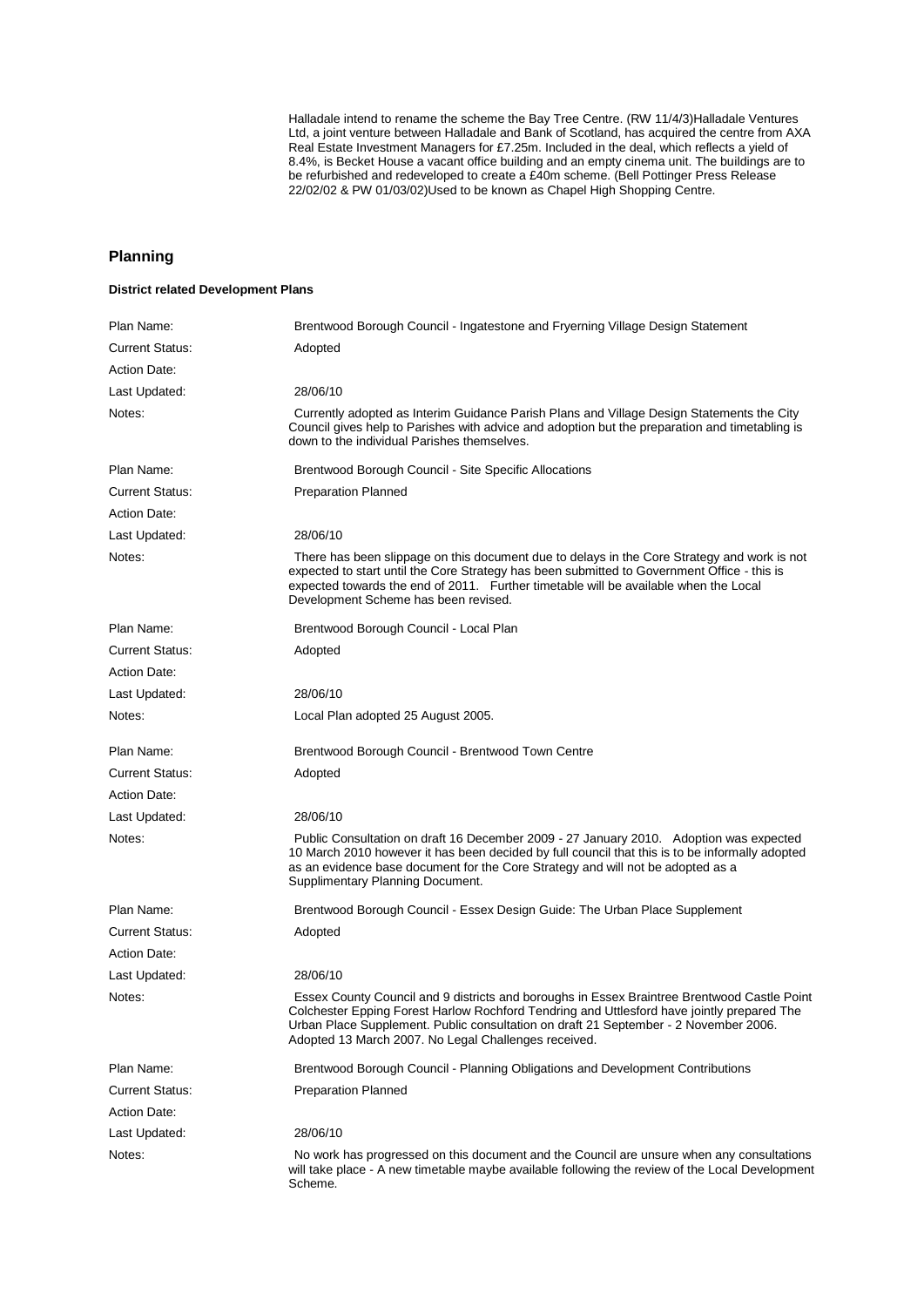Halladale intend to rename the scheme the Bay Tree Centre. (RW 11/4/3)Halladale Ventures Ltd, a joint venture between Halladale and Bank of Scotland, has acquired the centre from AXA Real Estate Investment Managers for £7.25m. Included in the deal, which reflects a yield of 8.4%, is Becket House a vacant office building and an empty cinema unit. The buildings are to be refurbished and redeveloped to create a £40m scheme. (Bell Pottinger Press Release 22/02/02 & PW 01/03/02)Used to be known as Chapel High Shopping Centre.

## Planning

### District related Development Plans

| | |
|---|---|
| Plan Name: | Brentwood Borough Council - Ingatestone and Fryerning Village Design Statement |
| Current Status: | Adopted |
| Action Date: | |
| Last Updated: | 28/06/10 |
| Notes: | Currently adopted as Interim Guidance Parish Plans and Village Design Statements the City Council gives help to Parishes with advice and adoption but the preparation and timetabling is down to the individual Parishes themselves. |
| Plan Name: | Brentwood Borough Council - Site Specific Allocations |
| Current Status: | Preparation Planned |
| Action Date: | |
| Last Updated: | 28/06/10 |
| Notes: | There has been slippage on this document due to delays in the Core Strategy and work is not expected to start until the Core Strategy has been submitted to Government Office - this is expected towards the end of 2011. Further timetable will be available when the Local Development Scheme has been revised. |
| Plan Name: | Brentwood Borough Council - Local Plan |
| Current Status: | Adopted |
| Action Date: | |
| Last Updated: | 28/06/10 |
| Notes: | Local Plan adopted 25 August 2005. |
| Plan Name: | Brentwood Borough Council - Brentwood Town Centre |
| Current Status: | Adopted |
| Action Date: | |
| Last Updated: | 28/06/10 |
| Notes: | Public Consultation on draft 16 December 2009 - 27 January 2010. Adoption was expected 10 March 2010 however it has been decided by full council that this is to be informally adopted as an evidence base document for the Core Strategy and will not be adopted as a Supplimentary Planning Document. |
| Plan Name: | Brentwood Borough Council - Essex Design Guide: The Urban Place Supplement |
| Current Status: | Adopted |
| Action Date: | |
| Last Updated: | 28/06/10 |
| Notes: | Essex County Council and 9 districts and boroughs in Essex Braintree Brentwood Castle Point Colchester Epping Forest Harlow Rochford Tendring and Uttlesford have jointly prepared The Urban Place Supplement. Public consultation on draft 21 September - 2 November 2006. Adopted 13 March 2007. No Legal Challenges received. |
| Plan Name: | Brentwood Borough Council - Planning Obligations and Development Contributions |
| Current Status: | Preparation Planned |
| Action Date: | |
| Last Updated: | 28/06/10 |
| Notes: | No work has progressed on this document and the Council are unsure when any consultations will take place - A new timetable maybe available following the review of the Local Development Scheme. |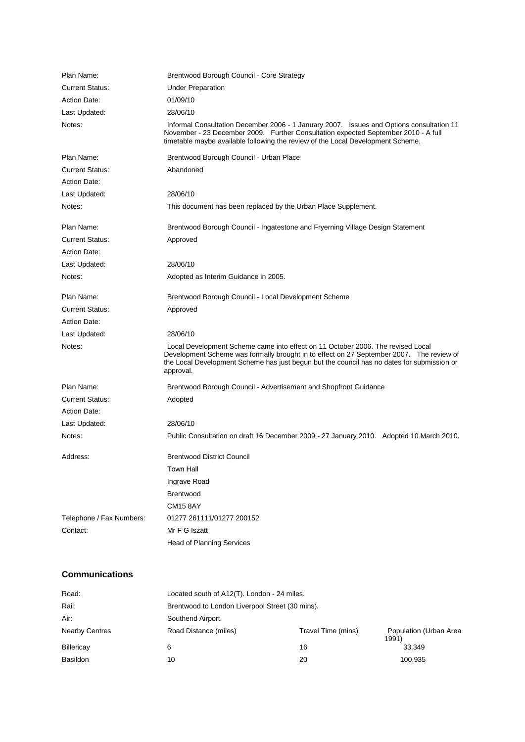| | |
|---|---|
| Plan Name: | Brentwood Borough Council - Core Strategy |
| Current Status: | Under Preparation |
| Action Date: | 01/09/10 |
| Last Updated: | 28/06/10 |
| Notes: | Informal Consultation December 2006 - 1 January 2007. Issues and Options consultation 11 November - 23 December 2009. Further Consultation expected September 2010 - A full timetable maybe available following the review of the Local Development Scheme. |

| | |
|---|---|
| Plan Name: | Brentwood Borough Council - Urban Place |
| Current Status: | Abandoned |
| Action Date: | |
| Last Updated: | 28/06/10 |
| Notes: | This document has been replaced by the Urban Place Supplement. |

| | |
|---|---|
| Plan Name: | Brentwood Borough Council - Ingatestone and Fryerning Village Design Statement |
| Current Status: | Approved |
| Action Date: | |
| Last Updated: | 28/06/10 |
| Notes: | Adopted as Interim Guidance in 2005. |

| | |
|---|---|
| Plan Name: | Brentwood Borough Council - Local Development Scheme |
| Current Status: | Approved |
| Action Date: | |
| Last Updated: | 28/06/10 |
| Notes: | Local Development Scheme came into effect on 11 October 2006. The revised Local Development Scheme was formally brought in to effect on 27 September 2007. The review of the Local Development Scheme has just begun but the council has no dates for submission or approval. |

| | |
|---|---|
| Plan Name: | Brentwood Borough Council - Advertisement and Shopfront Guidance |
| Current Status: | Adopted |
| Action Date: | |
| Last Updated: | 28/06/10 |
| Notes: | Public Consultation on draft 16 December 2009 - 27 January 2010. Adopted 10 March 2010. |

| | |
|---|---|
| Address: | Brentwood District Council<br>Town Hall<br>Ingrave Road<br>Brentwood<br>CM15 8AY |
| Telephone / Fax Numbers: | 01277 261111/01277 200152 |
| Contact: | Mr F G Iszatt<br>Head of Planning Services |

## Communications

| | | | |
|---|---|---|---|
| Road: | Located south of A12(T). London - 24 miles. | | |
| Rail: | Brentwood to London Liverpool Street (30 mins). | | |
| Air: | Southend Airport. | | |
| Nearby Centres | Road Distance (miles) | Travel Time (mins) | Population (Urban Area 1991) |
| Billericay | 6 | 16 | 33,349 |
| Basildon | 10 | 20 | 100,935 |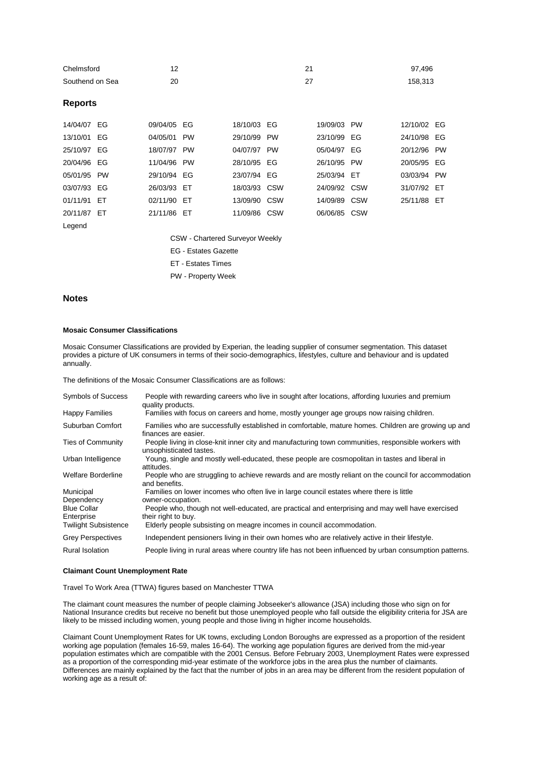| | | | |
|---|---|---|---|
| Chelmsford | 12 | 21 | 97,496 |
| Southend on Sea | 20 | 27 | 158,313 |

## Reports

| | | | | |
|---|---|---|---|---|
| 14/04/07 EG | 09/04/05 EG | 18/10/03 EG | 19/09/03 PW | 12/10/02 EG |
| 13/10/01 EG | 04/05/01 PW | 29/10/99 PW | 23/10/99 EG | 24/10/98 EG |
| 25/10/97 EG | 18/07/97 PW | 04/07/97 PW | 05/04/97 EG | 20/12/96 PW |
| 20/04/96 EG | 11/04/96 PW | 28/10/95 EG | 26/10/95 PW | 20/05/95 EG |
| 05/01/95 PW | 29/10/94 EG | 23/07/94 EG | 25/03/94 ET | 03/03/94 PW |
| 03/07/93 EG | 26/03/93 ET | 18/03/93 CSW | 24/09/92 CSW | 31/07/92 ET |
| 01/11/91 ET | 02/11/90 ET | 13/09/90 CSW | 14/09/89 CSW | 25/11/88 ET |
| 20/11/87 ET | 21/11/86 ET | 11/09/86 CSW | 06/06/85 CSW | |

Legend

CSW - Chartered Surveyor Weekly
EG - Estates Gazette
ET - Estates Times
PW - Property Week

## Notes

### Mosaic Consumer Classifications

Mosaic Consumer Classifications are provided by Experian, the leading supplier of consumer segmentation. This dataset provides a picture of UK consumers in terms of their socio-demographics, lifestyles, culture and behaviour and is updated annually.

The definitions of the Mosaic Consumer Classifications are as follows:

| | |
|---|---|
| Symbols of Success | People with rewarding careers who live in sought after locations, affording luxuries and premium quality products. |
| Happy Families | Families with focus on careers and home, mostly younger age groups now raising children. |
| Suburban Comfort | Families who are successfully established in comfortable, mature homes. Children are growing up and finances are easier. |
| Ties of Community | People living in close-knit inner city and manufacturing town communities, responsible workers with unsophisticated tastes. |
| Urban Intelligence | Young, single and mostly well-educated, these people are cosmopolitan in tastes and liberal in attitudes. |
| Welfare Borderline | People who are struggling to achieve rewards and are mostly reliant on the council for accommodation and benefits. |
| Municipal Dependency | Families on lower incomes who often live in large council estates where there is little owner-occupation. |
| Blue Collar Enterprise | People who, though not well-educated, are practical and enterprising and may well have exercised their right to buy. |
| Twilight Subsistence | Elderly people subsisting on meagre incomes in council accommodation. |
| Grey Perspectives | Independent pensioners living in their own homes who are relatively active in their lifestyle. |
| Rural Isolation | People living in rural areas where country life has not been influenced by urban consumption patterns. |

### Claimant Count Unemployment Rate

Travel To Work Area (TTWA) figures based on Manchester TTWA

The claimant count measures the number of people claiming Jobseeker's allowance (JSA) including those who sign on for National Insurance credits but receive no benefit but those unemployed people who fall outside the eligibility criteria for JSA are likely to be missed including women, young people and those living in higher income households.

Claimant Count Unemployment Rates for UK towns, excluding London Boroughs are expressed as a proportion of the resident working age population (females 16-59, males 16-64). The working age population figures are derived from the mid-year population estimates which are compatible with the 2001 Census. Before February 2003, Unemployment Rates were expressed as a proportion of the corresponding mid-year estimate of the workforce jobs in the area plus the number of claimants. Differences are mainly explained by the fact that the number of jobs in an area may be different from the resident population of working age as a result of: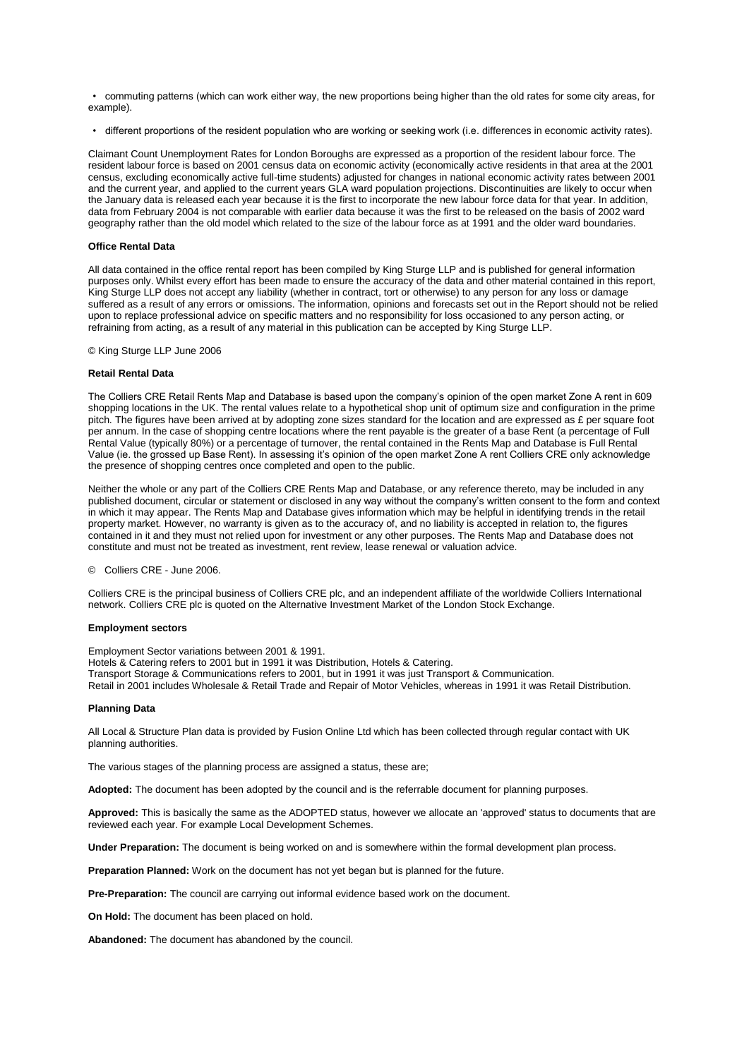- commuting patterns (which can work either way, the new proportions being higher than the old rates for some city areas, for example).

- different proportions of the resident population who are working or seeking work (i.e. differences in economic activity rates).

Claimant Count Unemployment Rates for London Boroughs are expressed as a proportion of the resident labour force. The resident labour force is based on 2001 census data on economic activity (economically active residents in that area at the 2001 census, excluding economically active full-time students) adjusted for changes in national economic activity rates between 2001 and the current year, and applied to the current years GLA ward population projections. Discontinuities are likely to occur when the January data is released each year because it is the first to incorporate the new labour force data for that year. In addition, data from February 2004 is not comparable with earlier data because it was the first to be released on the basis of 2002 ward geography rather than the old model which related to the size of the labour force as at 1991 and the older ward boundaries.

**Office Rental Data**

All data contained in the office rental report has been compiled by King Sturge LLP and is published for general information purposes only. Whilst every effort has been made to ensure the accuracy of the data and other material contained in this report, King Sturge LLP does not accept any liability (whether in contract, tort or otherwise) to any person for any loss or damage suffered as a result of any errors or omissions. The information, opinions and forecasts set out in the Report should not be relied upon to replace professional advice on specific matters and no responsibility for loss occasioned to any person acting, or refraining from acting, as a result of any material in this publication can be accepted by King Sturge LLP.

© King Sturge LLP June 2006

**Retail Rental Data**

The Colliers CRE Retail Rents Map and Database is based upon the company's opinion of the open market Zone A rent in 609 shopping locations in the UK. The rental values relate to a hypothetical shop unit of optimum size and configuration in the prime pitch. The figures have been arrived at by adopting zone sizes standard for the location and are expressed as £ per square foot per annum. In the case of shopping centre locations where the rent payable is the greater of a base Rent (a percentage of Full Rental Value (typically 80%) or a percentage of turnover, the rental contained in the Rents Map and Database is Full Rental Value (ie. the grossed up Base Rent). In assessing it's opinion of the open market Zone A rent Colliers CRE only acknowledge the presence of shopping centres once completed and open to the public.

Neither the whole or any part of the Colliers CRE Rents Map and Database, or any reference thereto, may be included in any published document, circular or statement or disclosed in any way without the company's written consent to the form and context in which it may appear. The Rents Map and Database gives information which may be helpful in identifying trends in the retail property market. However, no warranty is given as to the accuracy of, and no liability is accepted in relation to, the figures contained in it and they must not relied upon for investment or any other purposes. The Rents Map and Database does not constitute and must not be treated as investment, rent review, lease renewal or valuation advice.

© Colliers CRE - June 2006.

Colliers CRE is the principal business of Colliers CRE plc, and an independent affiliate of the worldwide Colliers International network. Colliers CRE plc is quoted on the Alternative Investment Market of the London Stock Exchange.

**Employment sectors**

Employment Sector variations between 2001 & 1991.
Hotels & Catering refers to 2001 but in 1991 it was Distribution, Hotels & Catering.
Transport Storage & Communications refers to 2001, but in 1991 it was just Transport & Communication.
Retail in 2001 includes Wholesale & Retail Trade and Repair of Motor Vehicles, whereas in 1991 it was Retail Distribution.

**Planning Data**

All Local & Structure Plan data is provided by Fusion Online Ltd which has been collected through regular contact with UK planning authorities.

The various stages of the planning process are assigned a status, these are;

**Adopted:** The document has been adopted by the council and is the referrable document for planning purposes.

**Approved:** This is basically the same as the ADOPTED status, however we allocate an 'approved' status to documents that are reviewed each year. For example Local Development Schemes.

**Under Preparation:** The document is being worked on and is somewhere within the formal development plan process.

**Preparation Planned:** Work on the document has not yet began but is planned for the future.

**Pre-Preparation:** The council are carrying out informal evidence based work on the document.

**On Hold:** The document has been placed on hold.

**Abandoned:** The document has abandoned by the council.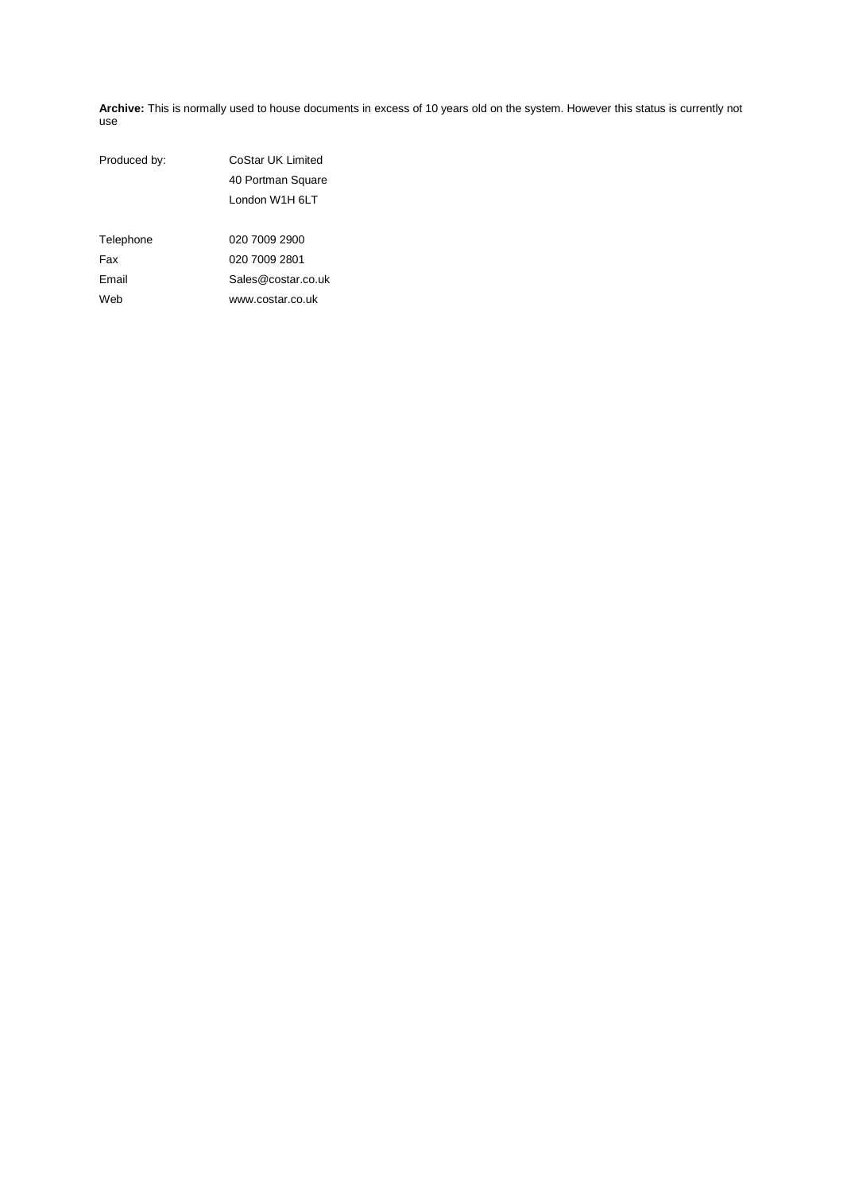**Archive:** This is normally used to house documents in excess of 10 years old on the system. However this status is currently not use

| | |
|---|---|
| Produced by: | CoStar UK Limited<br>40 Portman Square<br>London W1H 6LT |
| Telephone | 020 7009 2900 |
| Fax | 020 7009 2801 |
| Email | Sales@costar.co.uk |
| Web | www.costar.co.uk |